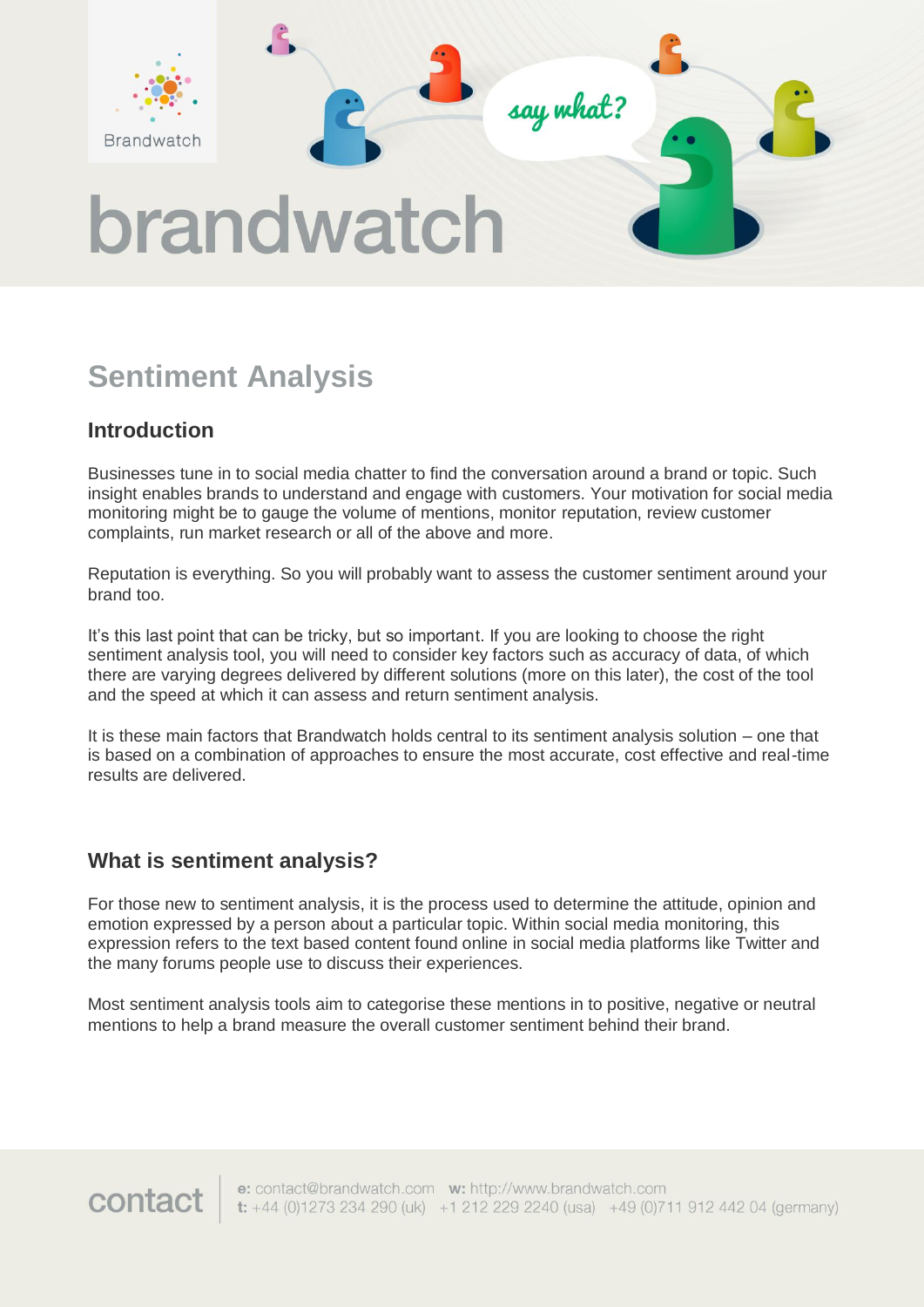# brandwatch

## Sentiment Analysis

### Introduction

Businesses tune in to social media chatter to find the conversation around a brand or topic. Such insight enables brands to understand and engage with customers. Your motivation for social media monitoring might be to gauge the volume of mentions, monitor reputation, review customer complaints, run market research or all of the above and more.

Reputation is everything. So you will probably want to assess the customer sentiment around your brand too.

It's this last point that can be tricky, but so important. If you are looking to choose the right sentiment analysis tool, you will need to consider key factors such as accuracy of data, of which there are varying degrees delivered by different solutions (more on this later), the cost of the tool and the speed at which it can assess and return sentiment analysis.

It is these main factors that Brandwatch holds central to its sentiment analysis solution – one that is based on a combination of approaches to ensure the most accurate, cost effective and real-time results are delivered.

### What is sentiment analysis?

For those new to sentiment analysis, it is the process used to determine the attitude, opinion and emotion expressed by a person about a particular topic. Within social media monitoring, this expression refers to the text based content found online in social media platforms like Twitter and the many forums people use to discuss their experiences.

Most sentiment analysis tools aim to categorise these mentions in to positive, negative or neutral mentions to help a brand measure the overall customer sentiment behind their brand.

contact | **e:** contact@brandwatch.com **w:** http://www.brandwatch.com
**t:** +44 (0)1273 234 290 (uk) +1 212 229 2240 (usa) +49 (0)711 912 442 04 (germany)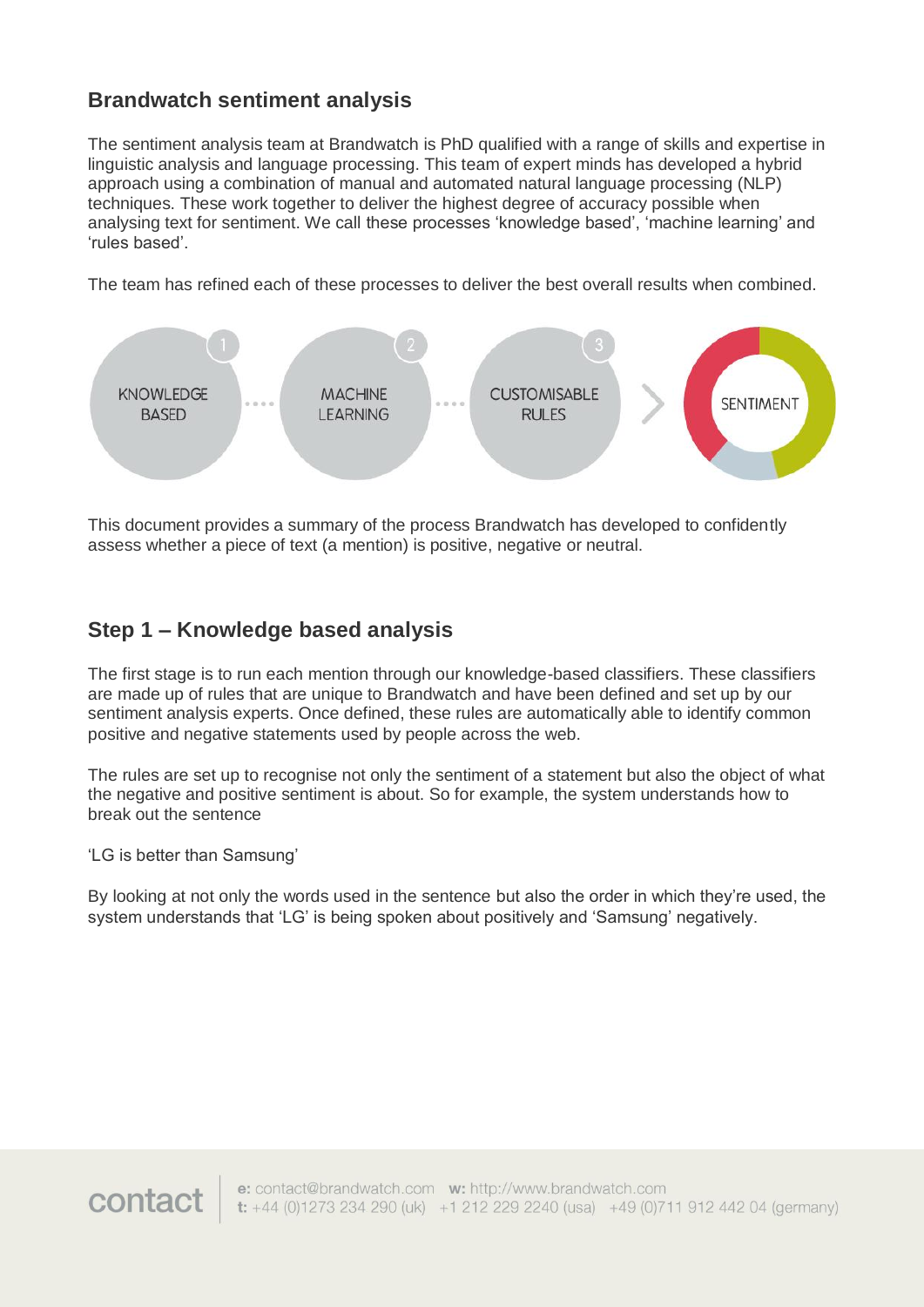## Brandwatch sentiment analysis

The sentiment analysis team at Brandwatch is PhD qualified with a range of skills and expertise in linguistic analysis and language processing. This team of expert minds has developed a hybrid approach using a combination of manual and automated natural language processing (NLP) techniques. These work together to deliver the highest degree of accuracy possible when analysing text for sentiment. We call these processes 'knowledge based', 'machine learning' and 'rules based'.

The team has refined each of these processes to deliver the best overall results when combined.

1 KNOWLEDGE BASED .... 2 MACHINE LEARNING .... 3 CUSTOMISABLE RULES > SENTIMENT

This document provides a summary of the process Brandwatch has developed to confidently assess whether a piece of text (a mention) is positive, negative or neutral.

## Step 1 – Knowledge based analysis

The first stage is to run each mention through our knowledge-based classifiers. These classifiers are made up of rules that are unique to Brandwatch and have been defined and set up by our sentiment analysis experts. Once defined, these rules are automatically able to identify common positive and negative statements used by people across the web.

The rules are set up to recognise not only the sentiment of a statement but also the object of what the negative and positive sentiment is about. So for example, the system understands how to break out the sentence

'LG is better than Samsung'

By looking at not only the words used in the sentence but also the order in which they're used, the system understands that 'LG' is being spoken about positively and 'Samsung' negatively.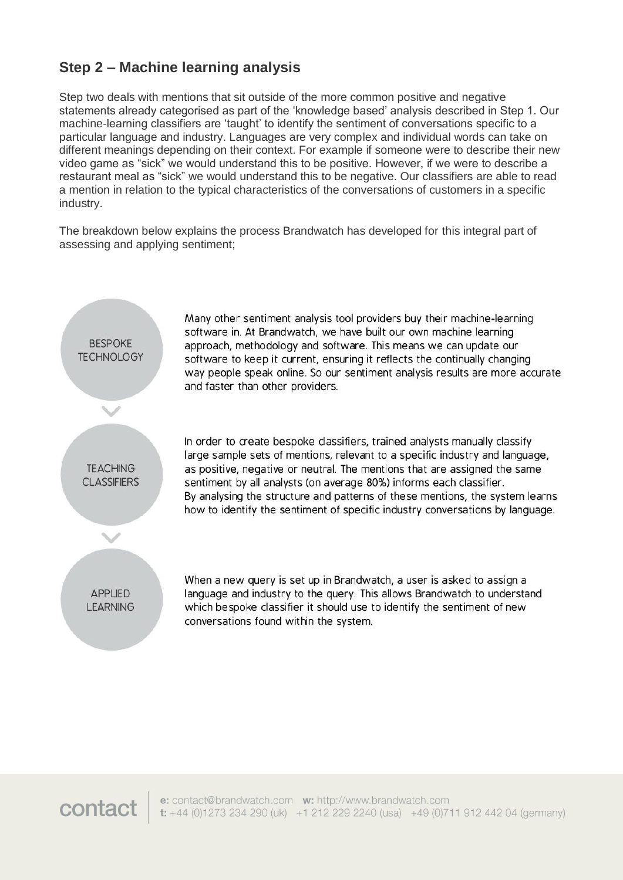## Step 2 – Machine learning analysis

Step two deals with mentions that sit outside of the more common positive and negative statements already categorised as part of the 'knowledge based' analysis described in Step 1. Our machine-learning classifiers are 'taught' to identify the sentiment of conversations specific to a particular language and industry. Languages are very complex and individual words can take on different meanings depending on their context. For example if someone were to describe their new video game as "sick" we would understand this to be positive. However, if we were to describe a restaurant meal as "sick" we would understand this to be negative. Our classifiers are able to read a mention in relation to the typical characteristics of the conversations of customers in a specific industry.

The breakdown below explains the process Brandwatch has developed for this integral part of assessing and applying sentiment;

**BESPOKE TECHNOLOGY**

Many other sentiment analysis tool providers buy their machine-learning software in. At Brandwatch, we have built our own machine learning approach, methodology and software. This means we can update our software to keep it current, ensuring it reflects the continually changing way people speak online. So our sentiment analysis results are more accurate and faster than other providers.

**TEACHING CLASSIFIERS**

In order to create bespoke classifiers, trained analysts manually classify large sample sets of mentions, relevant to a specific industry and language, as positive, negative or neutral. The mentions that are assigned the same sentiment by all analysts (on average 80%) informs each classifier. By analysing the structure and patterns of these mentions, the system learns how to identify the sentiment of specific industry conversations by language.

**APPLIED LEARNING**

When a new query is set up in Brandwatch, a user is asked to assign a language and industry to the query. This allows Brandwatch to understand which bespoke classifier it should use to identify the sentiment of new conversations found within the system.

**contact** | **e:** contact@brandwatch.com **w:** http://www.brandwatch.com
**t:** +44 (0)1273 234 290 (uk) +1 212 229 2240 (usa) +49 (0)711 912 442 04 (germany)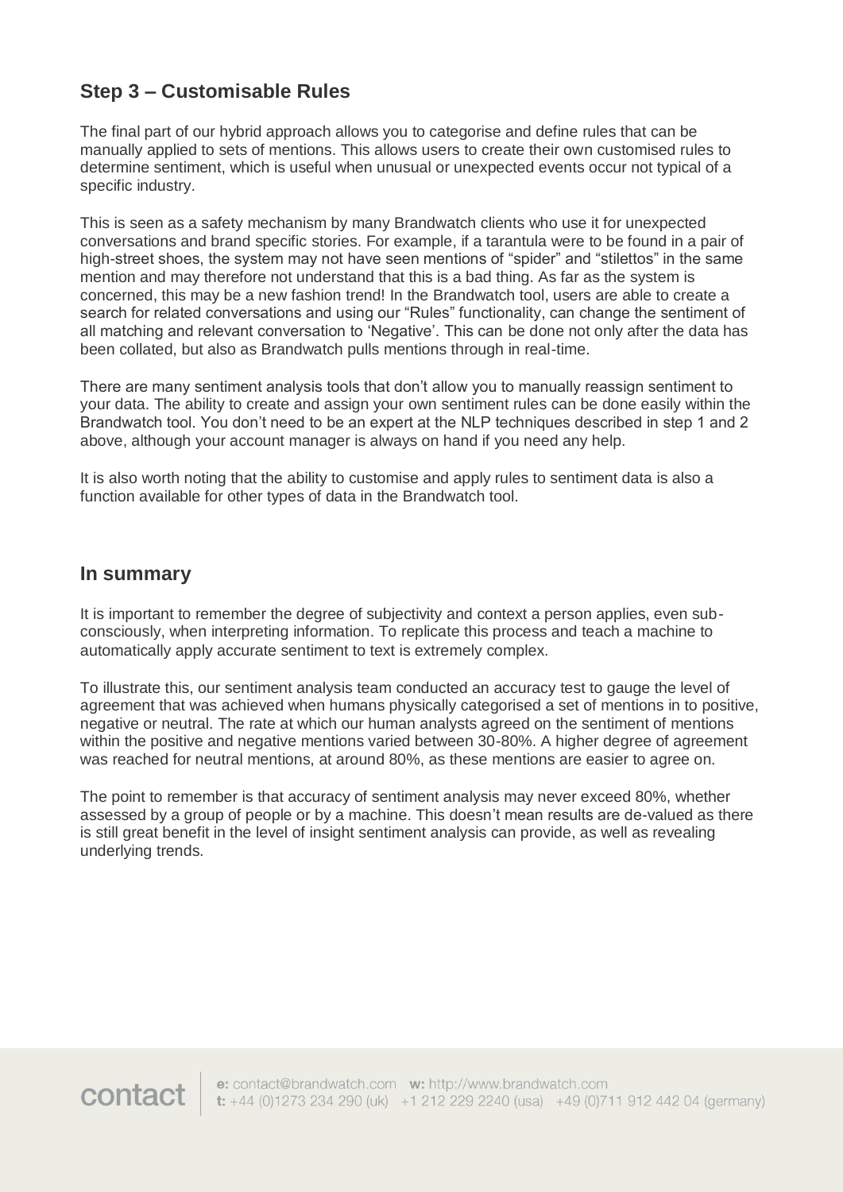## Step 3 – Customisable Rules

The final part of our hybrid approach allows you to categorise and define rules that can be manually applied to sets of mentions. This allows users to create their own customised rules to determine sentiment, which is useful when unusual or unexpected events occur not typical of a specific industry.

This is seen as a safety mechanism by many Brandwatch clients who use it for unexpected conversations and brand specific stories. For example, if a tarantula were to be found in a pair of high-street shoes, the system may not have seen mentions of “spider” and “stilettos” in the same mention and may therefore not understand that this is a bad thing. As far as the system is concerned, this may be a new fashion trend! In the Brandwatch tool, users are able to create a search for related conversations and using our “Rules” functionality, can change the sentiment of all matching and relevant conversation to ‘Negative’. This can be done not only after the data has been collated, but also as Brandwatch pulls mentions through in real-time.

There are many sentiment analysis tools that don’t allow you to manually reassign sentiment to your data. The ability to create and assign your own sentiment rules can be done easily within the Brandwatch tool. You don’t need to be an expert at the NLP techniques described in step 1 and 2 above, although your account manager is always on hand if you need any help.

It is also worth noting that the ability to customise and apply rules to sentiment data is also a function available for other types of data in the Brandwatch tool.

## In summary

It is important to remember the degree of subjectivity and context a person applies, even sub-consciously, when interpreting information. To replicate this process and teach a machine to automatically apply accurate sentiment to text is extremely complex.

To illustrate this, our sentiment analysis team conducted an accuracy test to gauge the level of agreement that was achieved when humans physically categorised a set of mentions in to positive, negative or neutral. The rate at which our human analysts agreed on the sentiment of mentions within the positive and negative mentions varied between 30-80%. A higher degree of agreement was reached for neutral mentions, at around 80%, as these mentions are easier to agree on.

The point to remember is that accuracy of sentiment analysis may never exceed 80%, whether assessed by a group of people or by a machine. This doesn’t mean results are de-valued as there is still great benefit in the level of insight sentiment analysis can provide, as well as revealing underlying trends.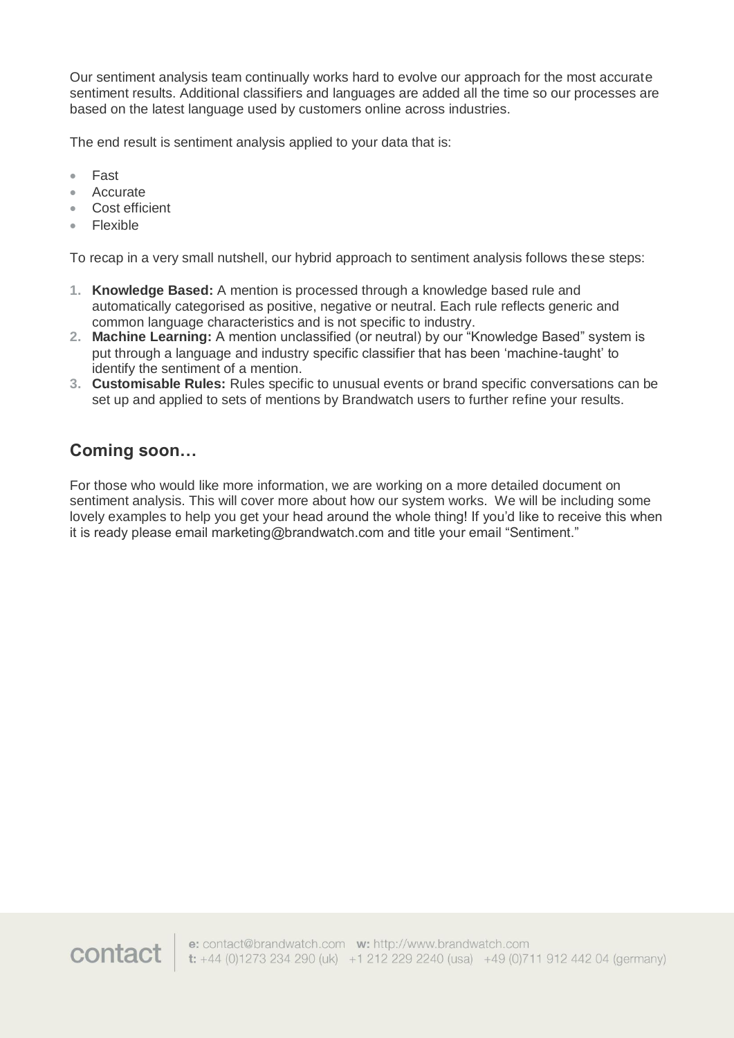Our sentiment analysis team continually works hard to evolve our approach for the most accurate sentiment results. Additional classifiers and languages are added all the time so our processes are based on the latest language used by customers online across industries.

The end result is sentiment analysis applied to your data that is:

- Fast
- Accurate
- Cost efficient
- Flexible

To recap in a very small nutshell, our hybrid approach to sentiment analysis follows these steps:

1. **Knowledge Based:** A mention is processed through a knowledge based rule and automatically categorised as positive, negative or neutral. Each rule reflects generic and common language characteristics and is not specific to industry.
2. **Machine Learning:** A mention unclassified (or neutral) by our "Knowledge Based" system is put through a language and industry specific classifier that has been 'machine-taught' to identify the sentiment of a mention.
3. **Customisable Rules:** Rules specific to unusual events or brand specific conversations can be set up and applied to sets of mentions by Brandwatch users to further refine your results.

## Coming soon…

For those who would like more information, we are working on a more detailed document on sentiment analysis. This will cover more about how our system works. We will be including some lovely examples to help you get your head around the whole thing! If you'd like to receive this when it is ready please email marketing@brandwatch.com and title your email "Sentiment."

contact

**e:** contact@brandwatch.com **w:** http://www.brandwatch.com
**t:** +44 (0)1273 234 290 (uk) +1 212 229 2240 (usa) +49 (0)711 912 442 04 (germany)